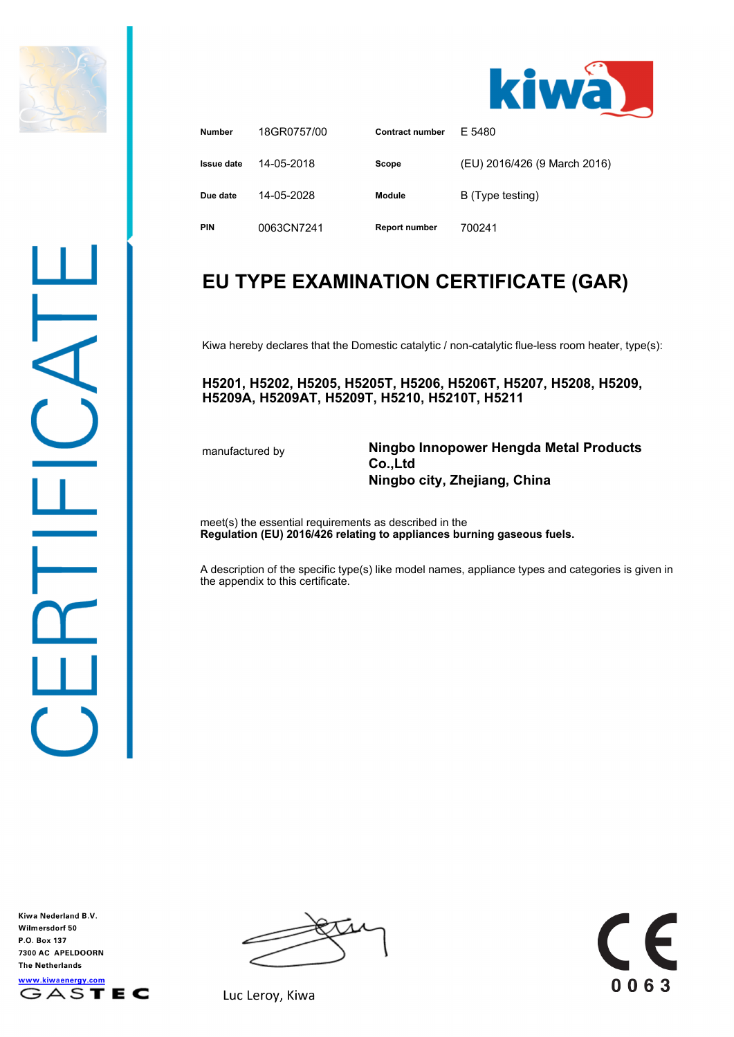| Number | 18GR0757/00 | Contract number | E 5480 |
|---|---|---|---|
| Issue date | 14-05-2018 | Scope | (EU) 2016/426 (9 March 2016) |
| Due date | 14-05-2028 | Module | B (Type testing) |
| PIN | 0063CN7241 | Report number | 700241 |

# EU TYPE EXAMINATION CERTIFICATE (GAR)

Kiwa hereby declares that the Domestic catalytic / non-catalytic flue-less room heater, type(s):

**H5201, H5202, H5205, H5205T, H5206, H5206T, H5207, H5208, H5209, H5209A, H5209AT, H5209T, H5210, H5210T, H5211**

manufactured by **Ningbo Innopower Hengda Metal Products Co.,Ltd**
**Ningbo city, Zhejiang, China**

meet(s) the essential requirements as described in the
**Regulation (EU) 2016/426 relating to appliances burning gaseous fuels.**

A description of the specific type(s) like model names, appliance types and categories is given in the appendix to this certificate.

Kiwa Nederland B.V.
Wilmersdorf 50
P.O. Box 137
7300 AC APELDOORN
The Netherlands
www.kiwaenergy.com

Luc Leroy, Kiwa

0063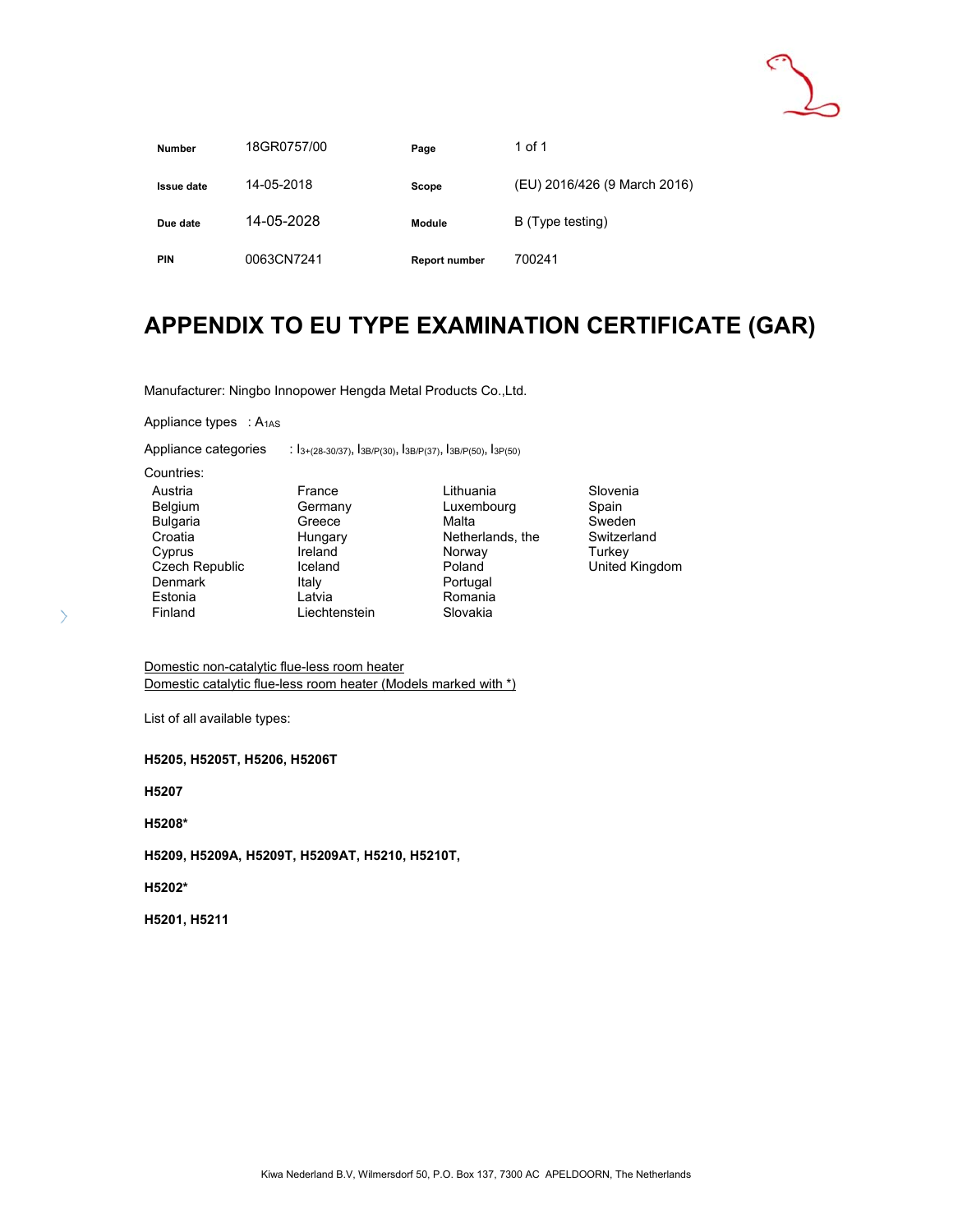| | | | |
|---|---|---|---|
| **Number** | 18GR0757/00 | **Page** | 1 of 1 |
| **Issue date** | 14-05-2018 | **Scope** | (EU) 2016/426 (9 March 2016) |
| **Due date** | 14-05-2028 | **Module** | B (Type testing) |
| **PIN** | 0063CN7241 | **Report number** | 700241 |

# APPENDIX TO EU TYPE EXAMINATION CERTIFICATE (GAR)

Manufacturer: Ningbo Innopower Hengda Metal Products Co.,Ltd.

Appliance types : $A_{1AS}$

Appliance categories : $I_{3+(28\text{-}30/37)}$, $I_{3B/P(30)}$, $I_{3B/P(37)}$, $I_{3B/P(50)}$, $I_{3P(50)}$

Countries:

| | | | |
|---|---|---|---|
| Austria | France | Lithuania | Slovenia |
| Belgium | Germany | Luxembourg | Spain |
| Bulgaria | Greece | Malta | Sweden |
| Croatia | Hungary | Netherlands, the | Switzerland |
| Cyprus | Ireland | Norway | Turkey |
| Czech Republic | Iceland | Poland | United Kingdom |
| Denmark | Italy | Portugal | |
| Estonia | Latvia | Romania | |
| Finland | Liechtenstein | Slovakia | |

Domestic non-catalytic flue-less room heater
Domestic catalytic flue-less room heater (Models marked with *)

List of all available types:

**H5205, H5205T, H5206, H5206T**

**H5207**

**H5208***

**H5209, H5209A, H5209T, H5209AT, H5210, H5210T,**

**H5202***

**H5201, H5211**

Kiwa Nederland B.V, Wilmersdorf 50, P.O. Box 137, 7300 AC APELDOORN, The Netherlands